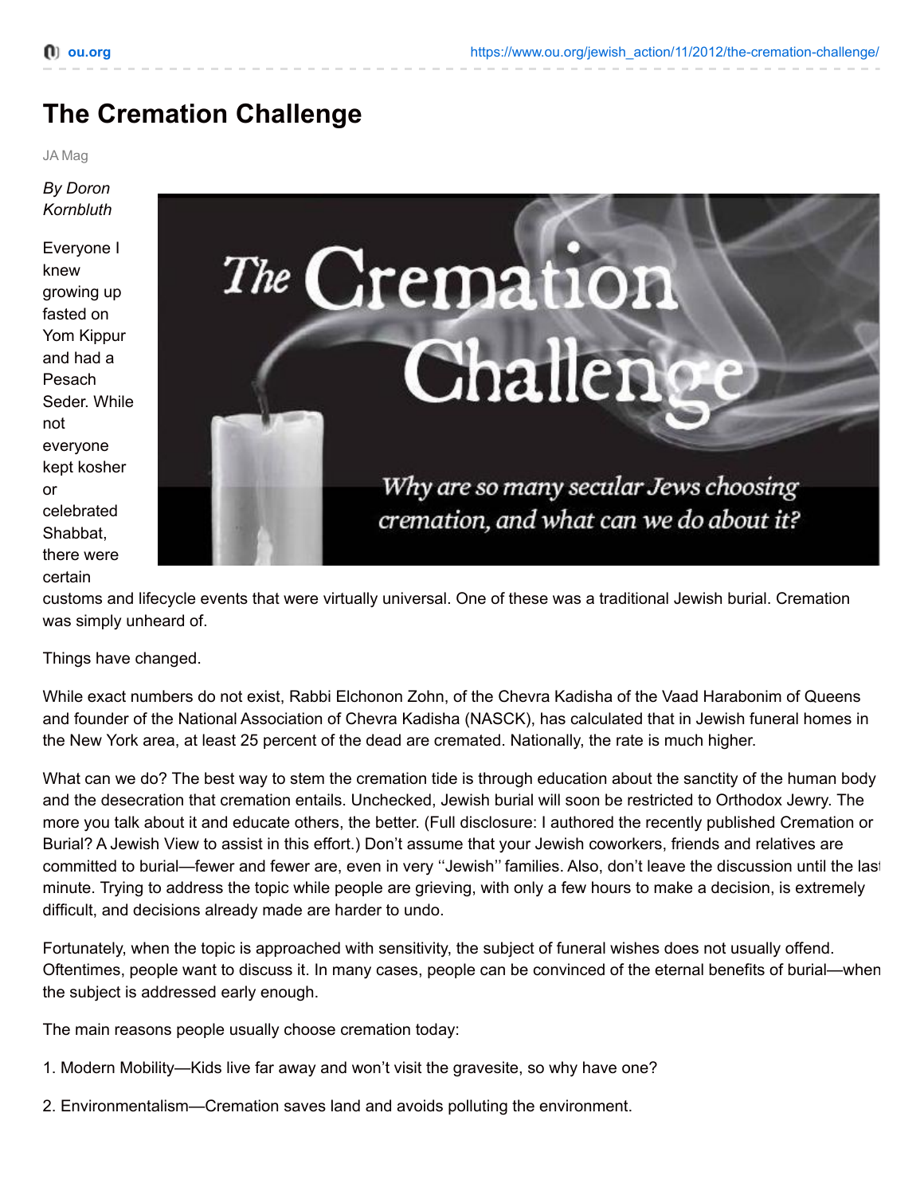# The Cremation Challenge

JA Mag

*By Doron Kornbluth*

Everyone I knew growing up fasted on Yom Kippur and had a Pesach Seder. While not everyone kept kosher or celebrated Shabbat, there were certain customs and lifecycle events that were virtually universal. One of these was a traditional Jewish burial. Cremation was simply unheard of.

Things have changed.

While exact numbers do not exist, Rabbi Elchonon Zohn, of the Chevra Kadisha of the Vaad Harabonim of Queens and founder of the National Association of Chevra Kadisha (NASCK), has calculated that in Jewish funeral homes in the New York area, at least 25 percent of the dead are cremated. Nationally, the rate is much higher.

What can we do? The best way to stem the cremation tide is through education about the sanctity of the human body and the desecration that cremation entails. Unchecked, Jewish burial will soon be restricted to Orthodox Jewry. The more you talk about it and educate others, the better. (Full disclosure: I authored the recently published Cremation or Burial? A Jewish View to assist in this effort.) Don't assume that your Jewish coworkers, friends and relatives are committed to burial—fewer and fewer are, even in very "Jewish" families. Also, don't leave the discussion until the last minute. Trying to address the topic while people are grieving, with only a few hours to make a decision, is extremely difficult, and decisions already made are harder to undo.

Fortunately, when the topic is approached with sensitivity, the subject of funeral wishes does not usually offend. Oftentimes, people want to discuss it. In many cases, people can be convinced of the eternal benefits of burial—when the subject is addressed early enough.

The main reasons people usually choose cremation today:

1. Modern Mobility—Kids live far away and won't visit the gravesite, so why have one?

2. Environmentalism—Cremation saves land and avoids polluting the environment.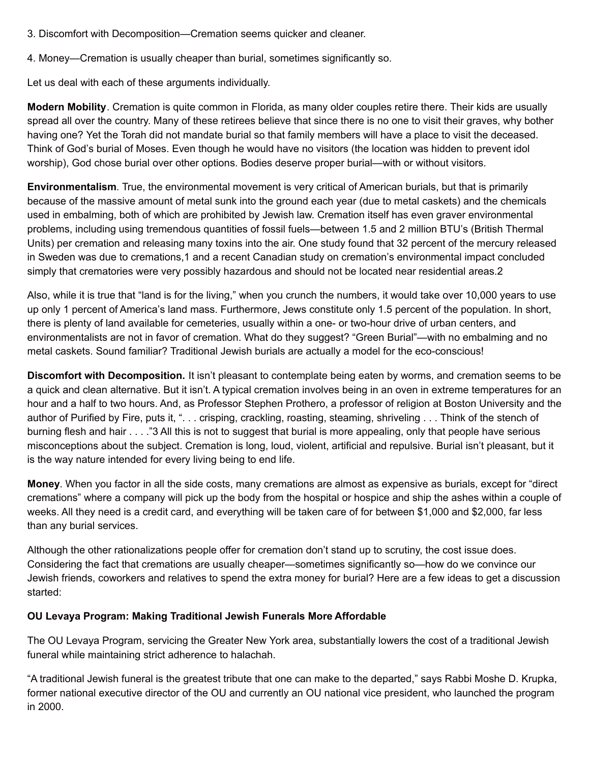3. Discomfort with Decomposition—Cremation seems quicker and cleaner.

4. Money—Cremation is usually cheaper than burial, sometimes significantly so.

Let us deal with each of these arguments individually.

**Modern Mobility**. Cremation is quite common in Florida, as many older couples retire there. Their kids are usually spread all over the country. Many of these retirees believe that since there is no one to visit their graves, why bother having one? Yet the Torah did not mandate burial so that family members will have a place to visit the deceased. Think of God's burial of Moses. Even though he would have no visitors (the location was hidden to prevent idol worship), God chose burial over other options. Bodies deserve proper burial—with or without visitors.

**Environmentalism**. True, the environmental movement is very critical of American burials, but that is primarily because of the massive amount of metal sunk into the ground each year (due to metal caskets) and the chemicals used in embalming, both of which are prohibited by Jewish law. Cremation itself has even graver environmental problems, including using tremendous quantities of fossil fuels—between 1.5 and 2 million BTU's (British Thermal Units) per cremation and releasing many toxins into the air. One study found that 32 percent of the mercury released in Sweden was due to cremations,[1] and a recent Canadian study on cremation's environmental impact concluded simply that crematories were very possibly hazardous and should not be located near residential areas.[2]

Also, while it is true that "land is for the living," when you crunch the numbers, it would take over 10,000 years to use up only 1 percent of America's land mass. Furthermore, Jews constitute only 1.5 percent of the population. In short, there is plenty of land available for cemeteries, usually within a one- or two-hour drive of urban centers, and environmentalists are not in favor of cremation. What do they suggest? "Green Burial"—with no embalming and no metal caskets. Sound familiar? Traditional Jewish burials are actually a model for the eco-conscious!

**Discomfort with Decomposition.** It isn't pleasant to contemplate being eaten by worms, and cremation seems to be a quick and clean alternative. But it isn't. A typical cremation involves being in an oven in extreme temperatures for an hour and a half to two hours. And, as Professor Stephen Prothero, a professor of religion at Boston University and the author of Purified by Fire, puts it, ". . . crisping, crackling, roasting, steaming, shriveling . . . Think of the stench of burning flesh and hair . . . ."[3] All this is not to suggest that burial is more appealing, only that people have serious misconceptions about the subject. Cremation is long, loud, violent, artificial and repulsive. Burial isn't pleasant, but it is the way nature intended for every living being to end life.

**Money**. When you factor in all the side costs, many cremations are almost as expensive as burials, except for "direct cremations" where a company will pick up the body from the hospital or hospice and ship the ashes within a couple of weeks. All they need is a credit card, and everything will be taken care of for between $1,000 and $2,000, far less than any burial services.

Although the other rationalizations people offer for cremation don't stand up to scrutiny, the cost issue does. Considering the fact that cremations are usually cheaper—sometimes significantly so—how do we convince our Jewish friends, coworkers and relatives to spend the extra money for burial? Here are a few ideas to get a discussion started:

**OU Levaya Program: Making Traditional Jewish Funerals More Affordable**

The OU Levaya Program, servicing the Greater New York area, substantially lowers the cost of a traditional Jewish funeral while maintaining strict adherence to halachah.

"A traditional Jewish funeral is the greatest tribute that one can make to the departed," says Rabbi Moshe D. Krupka, former national executive director of the OU and currently an OU national vice president, who launched the program in 2000.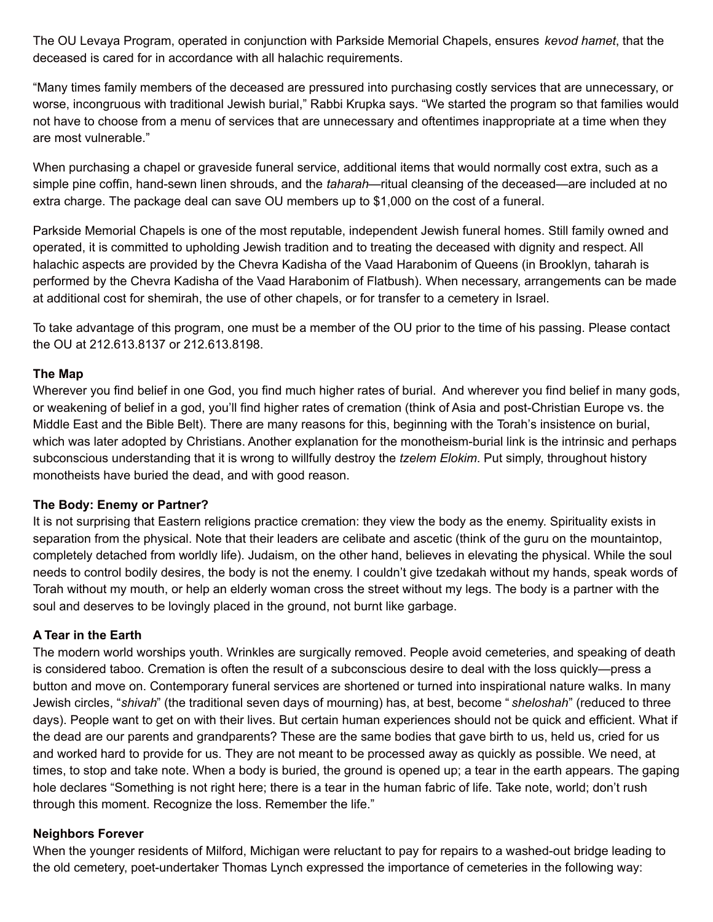The OU Levaya Program, operated in conjunction with Parkside Memorial Chapels, ensures *kevod hamet*, that the deceased is cared for in accordance with all halachic requirements.

“Many times family members of the deceased are pressured into purchasing costly services that are unnecessary, or worse, incongruous with traditional Jewish burial,” Rabbi Krupka says. “We started the program so that families would not have to choose from a menu of services that are unnecessary and oftentimes inappropriate at a time when they are most vulnerable.”

When purchasing a chapel or graveside funeral service, additional items that would normally cost extra, such as a simple pine coffin, hand-sewn linen shrouds, and the *taharah*—ritual cleansing of the deceased—are included at no extra charge. The package deal can save OU members up to $1,000 on the cost of a funeral.

Parkside Memorial Chapels is one of the most reputable, independent Jewish funeral homes. Still family owned and operated, it is committed to upholding Jewish tradition and to treating the deceased with dignity and respect. All halachic aspects are provided by the Chevra Kadisha of the Vaad Harabonim of Queens (in Brooklyn, taharah is performed by the Chevra Kadisha of the Vaad Harabonim of Flatbush). When necessary, arrangements can be made at additional cost for shemirah, the use of other chapels, or for transfer to a cemetery in Israel.

To take advantage of this program, one must be a member of the OU prior to the time of his passing. Please contact the OU at 212.613.8137 or 212.613.8198.

**The Map**

Wherever you find belief in one God, you find much higher rates of burial. And wherever you find belief in many gods, or weakening of belief in a god, you'll find higher rates of cremation (think of Asia and post-Christian Europe vs. the Middle East and the Bible Belt). There are many reasons for this, beginning with the Torah's insistence on burial, which was later adopted by Christians. Another explanation for the monotheism-burial link is the intrinsic and perhaps subconscious understanding that it is wrong to willfully destroy the *tzelem Elokim*. Put simply, throughout history monotheists have buried the dead, and with good reason.

**The Body: Enemy or Partner?**

It is not surprising that Eastern religions practice cremation: they view the body as the enemy. Spirituality exists in separation from the physical. Note that their leaders are celibate and ascetic (think of the guru on the mountaintop, completely detached from worldly life). Judaism, on the other hand, believes in elevating the physical. While the soul needs to control bodily desires, the body is not the enemy. I couldn't give tzedakah without my hands, speak words of Torah without my mouth, or help an elderly woman cross the street without my legs. The body is a partner with the soul and deserves to be lovingly placed in the ground, not burnt like garbage.

**A Tear in the Earth**

The modern world worships youth. Wrinkles are surgically removed. People avoid cemeteries, and speaking of death is considered taboo. Cremation is often the result of a subconscious desire to deal with the loss quickly—press a button and move on. Contemporary funeral services are shortened or turned into inspirational nature walks. In many Jewish circles, “*shivah*” (the traditional seven days of mourning) has, at best, become “ *sheloshah*” (reduced to three days). People want to get on with their lives. But certain human experiences should not be quick and efficient. What if the dead are our parents and grandparents? These are the same bodies that gave birth to us, held us, cried for us and worked hard to provide for us. They are not meant to be processed away as quickly as possible. We need, at times, to stop and take note. When a body is buried, the ground is opened up; a tear in the earth appears. The gaping hole declares “Something is not right here; there is a tear in the human fabric of life. Take note, world; don't rush through this moment. Recognize the loss. Remember the life.”

**Neighbors Forever**

When the younger residents of Milford, Michigan were reluctant to pay for repairs to a washed-out bridge leading to the old cemetery, poet-undertaker Thomas Lynch expressed the importance of cemeteries in the following way: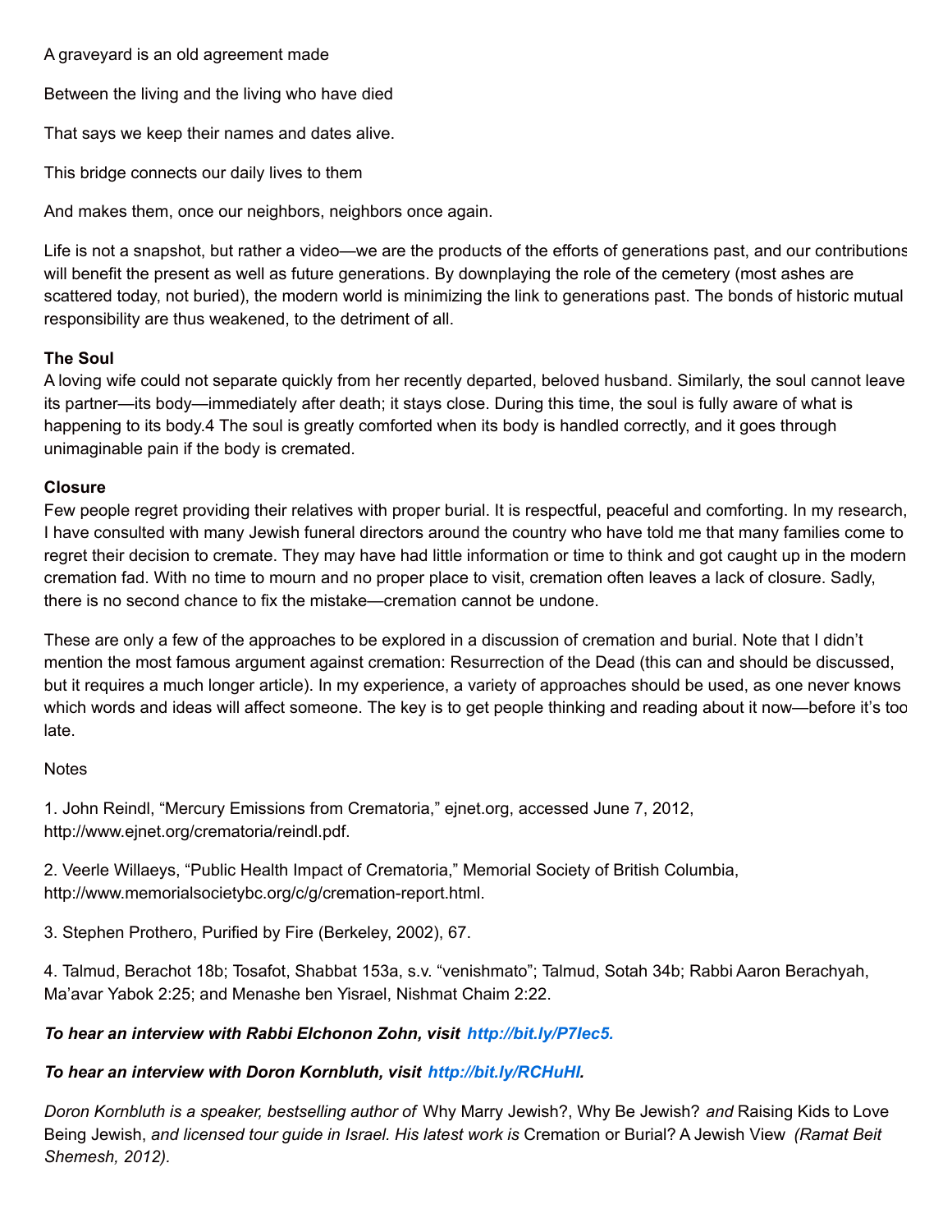A graveyard is an old agreement made

Between the living and the living who have died

That says we keep their names and dates alive.

This bridge connects our daily lives to them

And makes them, once our neighbors, neighbors once again.

Life is not a snapshot, but rather a video—we are the products of the efforts of generations past, and our contributions will benefit the present as well as future generations. By downplaying the role of the cemetery (most ashes are scattered today, not buried), the modern world is minimizing the link to generations past. The bonds of historic mutual responsibility are thus weakened, to the detriment of all.

**The Soul**

A loving wife could not separate quickly from her recently departed, beloved husband. Similarly, the soul cannot leave its partner—its body—immediately after death; it stays close. During this time, the soul is fully aware of what is happening to its body.4 The soul is greatly comforted when its body is handled correctly, and it goes through unimaginable pain if the body is cremated.

**Closure**

Few people regret providing their relatives with proper burial. It is respectful, peaceful and comforting. In my research, I have consulted with many Jewish funeral directors around the country who have told me that many families come to regret their decision to cremate. They may have had little information or time to think and got caught up in the modern cremation fad. With no time to mourn and no proper place to visit, cremation often leaves a lack of closure. Sadly, there is no second chance to fix the mistake—cremation cannot be undone.

These are only a few of the approaches to be explored in a discussion of cremation and burial. Note that I didn't mention the most famous argument against cremation: Resurrection of the Dead (this can and should be discussed, but it requires a much longer article). In my experience, a variety of approaches should be used, as one never knows which words and ideas will affect someone. The key is to get people thinking and reading about it now—before it's too late.

Notes

1. John Reindl, "Mercury Emissions from Crematoria," ejnet.org, accessed June 7, 2012, http://www.ejnet.org/crematoria/reindl.pdf.

2. Veerle Willaeys, "Public Health Impact of Crematoria," Memorial Society of British Columbia, http://www.memorialsocietybc.org/c/g/cremation-report.html.

3. Stephen Prothero, Purified by Fire (Berkeley, 2002), 67.

4. Talmud, Berachot 18b; Tosafot, Shabbat 153a, s.v. "venishmato"; Talmud, Sotah 34b; Rabbi Aaron Berachyah, Ma'avar Yabok 2:25; and Menashe ben Yisrael, Nishmat Chaim 2:22.

***To hear an interview with Rabbi Elchonon Zohn, visit http://bit.ly/P7Iec5.***

***To hear an interview with Doron Kornbluth, visit http://bit.ly/RCHuHl.***

*Doron Kornbluth is a speaker, bestselling author of* Why Marry Jewish?, Why Be Jewish? *and* Raising Kids to Love Being Jewish, *and licensed tour guide in Israel. His latest work is* Cremation or Burial? A Jewish View *(Ramat Beit Shemesh, 2012).*